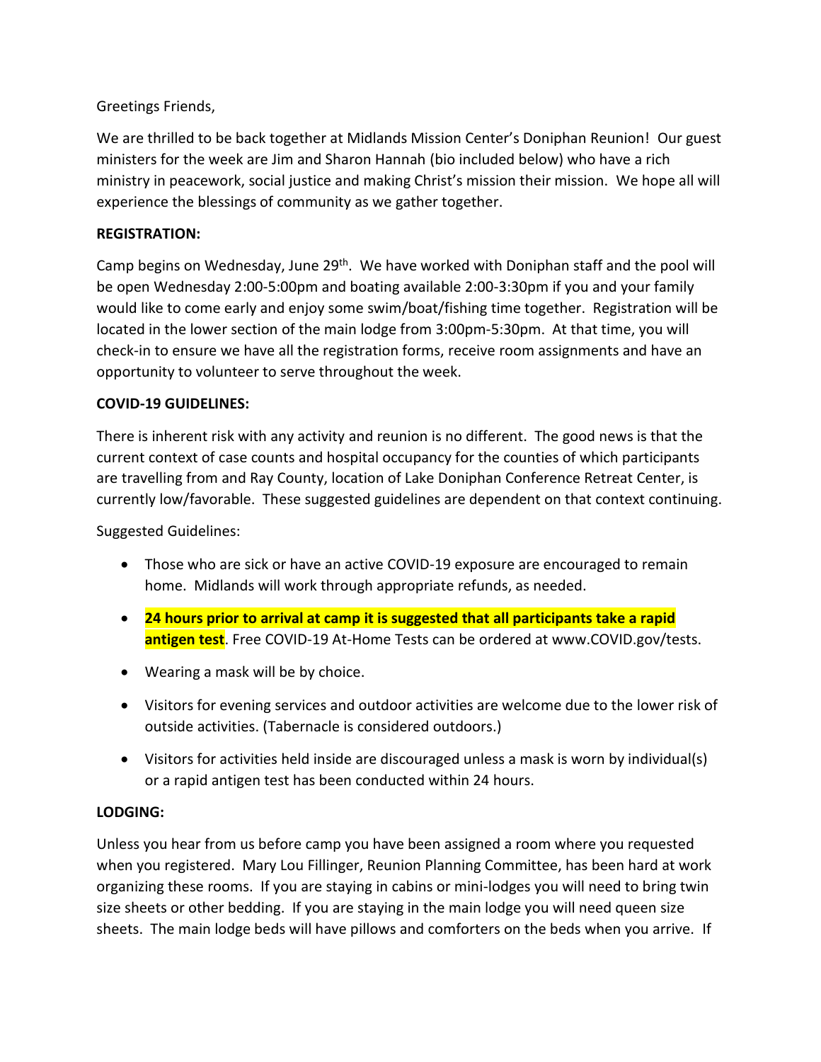Greetings Friends,

We are thrilled to be back together at Midlands Mission Center's Doniphan Reunion! Our guest ministers for the week are Jim and Sharon Hannah (bio included below) who have a rich ministry in peacework, social justice and making Christ's mission their mission. We hope all will experience the blessings of community as we gather together.

**REGISTRATION:**

Camp begins on Wednesday, June 29th. We have worked with Doniphan staff and the pool will be open Wednesday 2:00-5:00pm and boating available 2:00-3:30pm if you and your family would like to come early and enjoy some swim/boat/fishing time together. Registration will be located in the lower section of the main lodge from 3:00pm-5:30pm. At that time, you will check-in to ensure we have all the registration forms, receive room assignments and have an opportunity to volunteer to serve throughout the week.

**COVID-19 GUIDELINES:**

There is inherent risk with any activity and reunion is no different. The good news is that the current context of case counts and hospital occupancy for the counties of which participants are travelling from and Ray County, location of Lake Doniphan Conference Retreat Center, is currently low/favorable. These suggested guidelines are dependent on that context continuing.

Suggested Guidelines:

- Those who are sick or have an active COVID-19 exposure are encouraged to remain home. Midlands will work through appropriate refunds, as needed.
- **24 hours prior to arrival at camp it is suggested that all participants take a rapid antigen test**. Free COVID-19 At-Home Tests can be ordered at www.COVID.gov/tests.
- Wearing a mask will be by choice.
- Visitors for evening services and outdoor activities are welcome due to the lower risk of outside activities. (Tabernacle is considered outdoors.)
- Visitors for activities held inside are discouraged unless a mask is worn by individual(s) or a rapid antigen test has been conducted within 24 hours.

**LODGING:**

Unless you hear from us before camp you have been assigned a room where you requested when you registered. Mary Lou Fillinger, Reunion Planning Committee, has been hard at work organizing these rooms. If you are staying in cabins or mini-lodges you will need to bring twin size sheets or other bedding. If you are staying in the main lodge you will need queen size sheets. The main lodge beds will have pillows and comforters on the beds when you arrive. If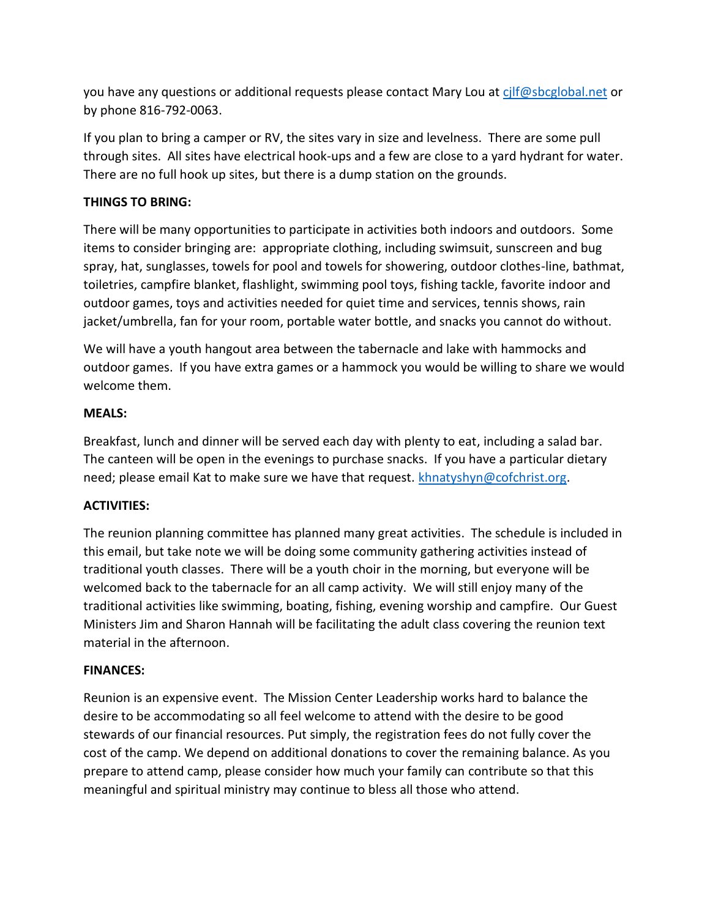you have any questions or additional requests please contact Mary Lou at cjlf@sbcglobal.net or by phone 816-792-0063.

If you plan to bring a camper or RV, the sites vary in size and levelness. There are some pull through sites. All sites have electrical hook-ups and a few are close to a yard hydrant for water. There are no full hook up sites, but there is a dump station on the grounds.

**THINGS TO BRING:**

There will be many opportunities to participate in activities both indoors and outdoors. Some items to consider bringing are: appropriate clothing, including swimsuit, sunscreen and bug spray, hat, sunglasses, towels for pool and towels for showering, outdoor clothes-line, bathmat, toiletries, campfire blanket, flashlight, swimming pool toys, fishing tackle, favorite indoor and outdoor games, toys and activities needed for quiet time and services, tennis shows, rain jacket/umbrella, fan for your room, portable water bottle, and snacks you cannot do without.

We will have a youth hangout area between the tabernacle and lake with hammocks and outdoor games. If you have extra games or a hammock you would be willing to share we would welcome them.

**MEALS:**

Breakfast, lunch and dinner will be served each day with plenty to eat, including a salad bar. The canteen will be open in the evenings to purchase snacks. If you have a particular dietary need; please email Kat to make sure we have that request. khnatyshyn@cofchrist.org.

**ACTIVITIES:**

The reunion planning committee has planned many great activities. The schedule is included in this email, but take note we will be doing some community gathering activities instead of traditional youth classes. There will be a youth choir in the morning, but everyone will be welcomed back to the tabernacle for an all camp activity. We will still enjoy many of the traditional activities like swimming, boating, fishing, evening worship and campfire. Our Guest Ministers Jim and Sharon Hannah will be facilitating the adult class covering the reunion text material in the afternoon.

**FINANCES:**

Reunion is an expensive event. The Mission Center Leadership works hard to balance the desire to be accommodating so all feel welcome to attend with the desire to be good stewards of our financial resources. Put simply, the registration fees do not fully cover the cost of the camp. We depend on additional donations to cover the remaining balance. As you prepare to attend camp, please consider how much your family can contribute so that this meaningful and spiritual ministry may continue to bless all those who attend.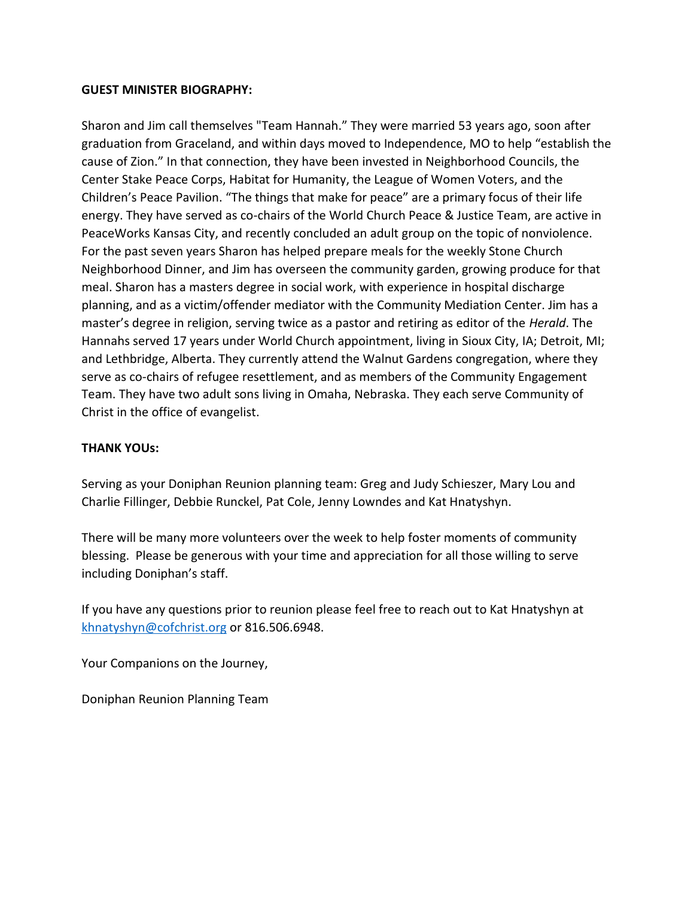**GUEST MINISTER BIOGRAPHY:**

Sharon and Jim call themselves "Team Hannah." They were married 53 years ago, soon after graduation from Graceland, and within days moved to Independence, MO to help "establish the cause of Zion." In that connection, they have been invested in Neighborhood Councils, the Center Stake Peace Corps, Habitat for Humanity, the League of Women Voters, and the Children's Peace Pavilion. "The things that make for peace" are a primary focus of their life energy. They have served as co-chairs of the World Church Peace & Justice Team, are active in PeaceWorks Kansas City, and recently concluded an adult group on the topic of nonviolence. For the past seven years Sharon has helped prepare meals for the weekly Stone Church Neighborhood Dinner, and Jim has overseen the community garden, growing produce for that meal. Sharon has a masters degree in social work, with experience in hospital discharge planning, and as a victim/offender mediator with the Community Mediation Center. Jim has a master's degree in religion, serving twice as a pastor and retiring as editor of the *Herald*. The Hannahs served 17 years under World Church appointment, living in Sioux City, IA; Detroit, MI; and Lethbridge, Alberta. They currently attend the Walnut Gardens congregation, where they serve as co-chairs of refugee resettlement, and as members of the Community Engagement Team. They have two adult sons living in Omaha, Nebraska. They each serve Community of Christ in the office of evangelist.

**THANK YOUs:**

Serving as your Doniphan Reunion planning team: Greg and Judy Schieszer, Mary Lou and Charlie Fillinger, Debbie Runckel, Pat Cole, Jenny Lowndes and Kat Hnatyshyn.

There will be many more volunteers over the week to help foster moments of community blessing. Please be generous with your time and appreciation for all those willing to serve including Doniphan's staff.

If you have any questions prior to reunion please feel free to reach out to Kat Hnatyshyn at khnatyshyn@cofchrist.org or 816.506.6948.

Your Companions on the Journey,

Doniphan Reunion Planning Team